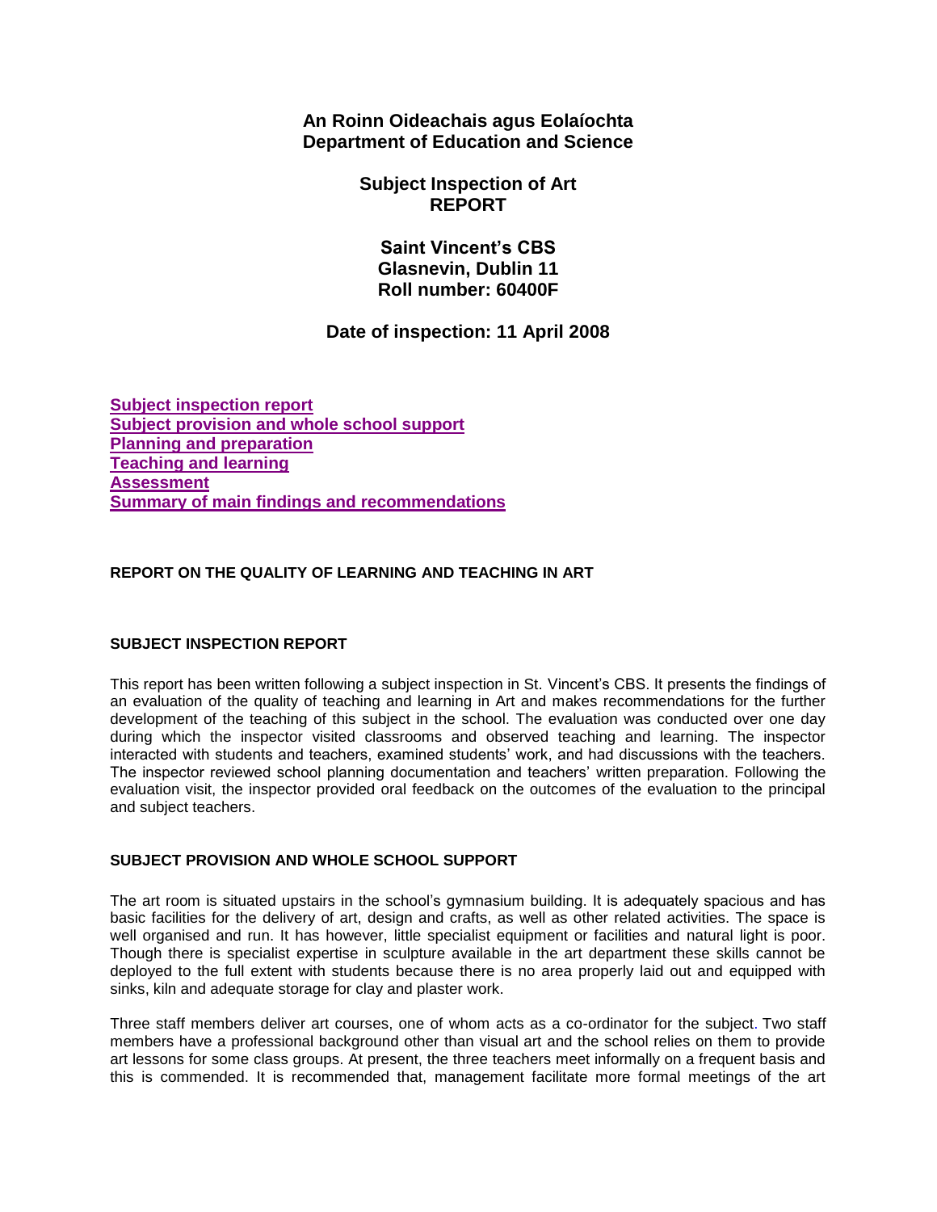**An Roinn Oideachais agus Eolaíochta**
**Department of Education and Science**

# Subject Inspection of Art REPORT

**Saint Vincent's CBS**
**Glasnevin, Dublin 11**
**Roll number: 60400F**

**Date of inspection: 11 April 2008**

- Subject inspection report
- Subject provision and whole school support
- Planning and preparation
- Teaching and learning
- Assessment
- Summary of main findings and recommendations

## REPORT ON THE QUALITY OF LEARNING AND TEACHING IN ART

### SUBJECT INSPECTION REPORT

This report has been written following a subject inspection in St. Vincent's CBS. It presents the findings of an evaluation of the quality of teaching and learning in Art and makes recommendations for the further development of the teaching of this subject in the school. The evaluation was conducted over one day during which the inspector visited classrooms and observed teaching and learning. The inspector interacted with students and teachers, examined students' work, and had discussions with the teachers. The inspector reviewed school planning documentation and teachers' written preparation. Following the evaluation visit, the inspector provided oral feedback on the outcomes of the evaluation to the principal and subject teachers.

### SUBJECT PROVISION AND WHOLE SCHOOL SUPPORT

The art room is situated upstairs in the school's gymnasium building. It is adequately spacious and has basic facilities for the delivery of art, design and crafts, as well as other related activities. The space is well organised and run. It has however, little specialist equipment or facilities and natural light is poor. Though there is specialist expertise in sculpture available in the art department these skills cannot be deployed to the full extent with students because there is no area properly laid out and equipped with sinks, kiln and adequate storage for clay and plaster work.

Three staff members deliver art courses, one of whom acts as a co-ordinator for the subject. Two staff members have a professional background other than visual art and the school relies on them to provide art lessons for some class groups. At present, the three teachers meet informally on a frequent basis and this is commended. It is recommended that, management facilitate more formal meetings of the art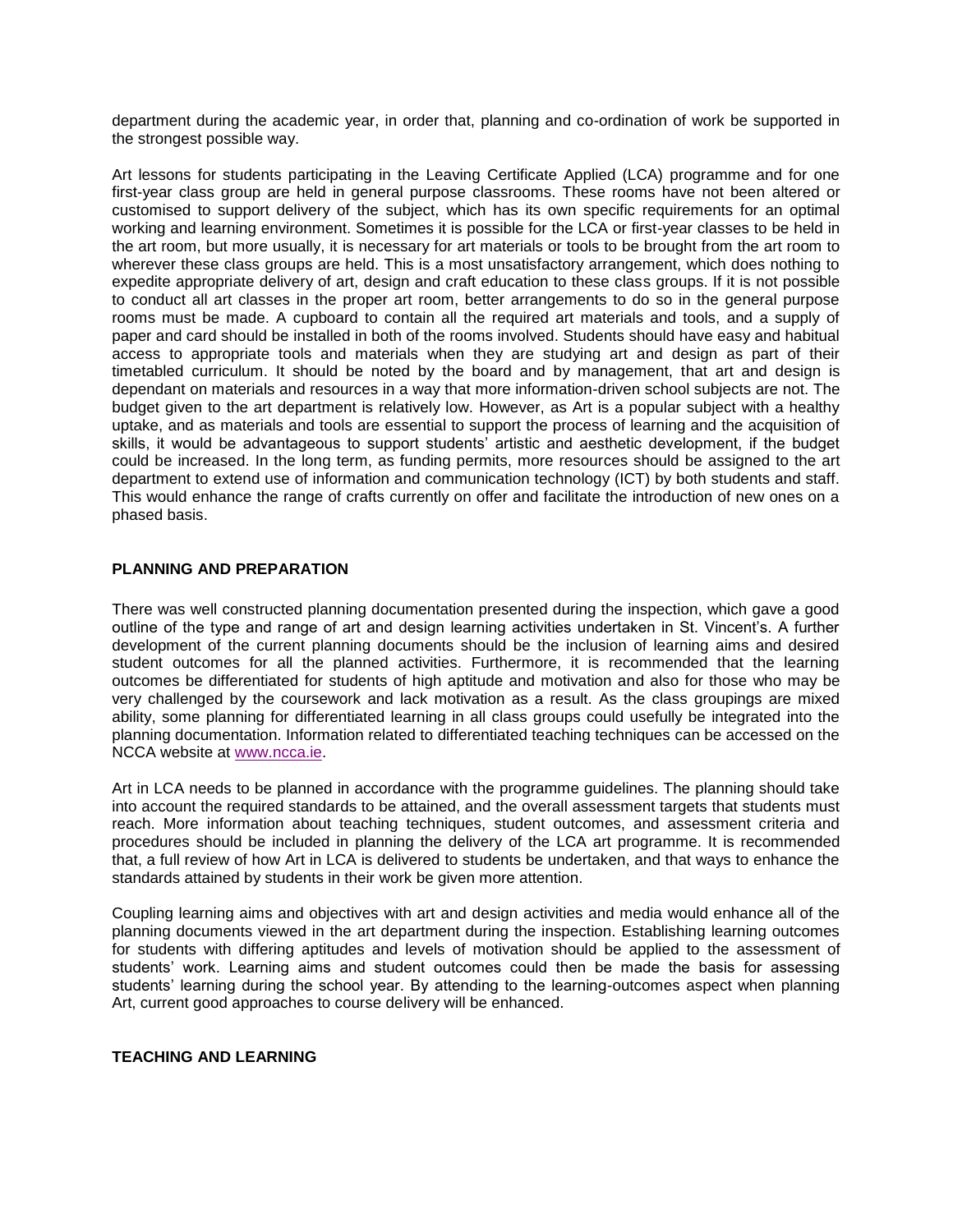department during the academic year, in order that, planning and co-ordination of work be supported in the strongest possible way.

Art lessons for students participating in the Leaving Certificate Applied (LCA) programme and for one first-year class group are held in general purpose classrooms. These rooms have not been altered or customised to support delivery of the subject, which has its own specific requirements for an optimal working and learning environment. Sometimes it is possible for the LCA or first-year classes to be held in the art room, but more usually, it is necessary for art materials or tools to be brought from the art room to wherever these class groups are held. This is a most unsatisfactory arrangement, which does nothing to expedite appropriate delivery of art, design and craft education to these class groups. If it is not possible to conduct all art classes in the proper art room, better arrangements to do so in the general purpose rooms must be made. A cupboard to contain all the required art materials and tools, and a supply of paper and card should be installed in both of the rooms involved. Students should have easy and habitual access to appropriate tools and materials when they are studying art and design as part of their timetabled curriculum. It should be noted by the board and by management, that art and design is dependant on materials and resources in a way that more information-driven school subjects are not. The budget given to the art department is relatively low. However, as Art is a popular subject with a healthy uptake, and as materials and tools are essential to support the process of learning and the acquisition of skills, it would be advantageous to support students' artistic and aesthetic development, if the budget could be increased. In the long term, as funding permits, more resources should be assigned to the art department to extend use of information and communication technology (ICT) by both students and staff. This would enhance the range of crafts currently on offer and facilitate the introduction of new ones on a phased basis.

## PLANNING AND PREPARATION

There was well constructed planning documentation presented during the inspection, which gave a good outline of the type and range of art and design learning activities undertaken in St. Vincent's. A further development of the current planning documents should be the inclusion of learning aims and desired student outcomes for all the planned activities. Furthermore, it is recommended that the learning outcomes be differentiated for students of high aptitude and motivation and also for those who may be very challenged by the coursework and lack motivation as a result. As the class groupings are mixed ability, some planning for differentiated learning in all class groups could usefully be integrated into the planning documentation. Information related to differentiated teaching techniques can be accessed on the NCCA website at www.ncca.ie.

Art in LCA needs to be planned in accordance with the programme guidelines. The planning should take into account the required standards to be attained, and the overall assessment targets that students must reach. More information about teaching techniques, student outcomes, and assessment criteria and procedures should be included in planning the delivery of the LCA art programme. It is recommended that, a full review of how Art in LCA is delivered to students be undertaken, and that ways to enhance the standards attained by students in their work be given more attention.

Coupling learning aims and objectives with art and design activities and media would enhance all of the planning documents viewed in the art department during the inspection. Establishing learning outcomes for students with differing aptitudes and levels of motivation should be applied to the assessment of students' work. Learning aims and student outcomes could then be made the basis for assessing students' learning during the school year. By attending to the learning-outcomes aspect when planning Art, current good approaches to course delivery will be enhanced.

## TEACHING AND LEARNING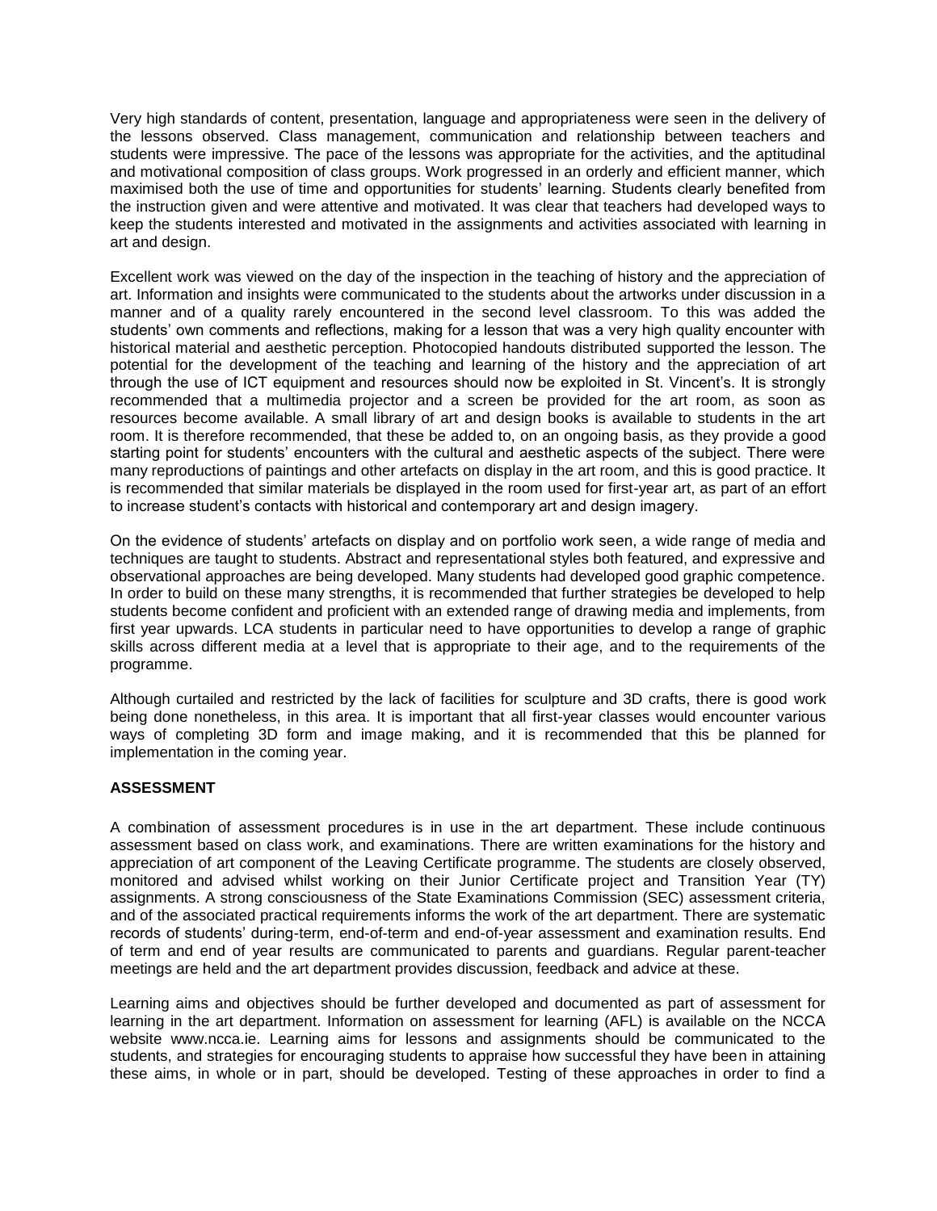Very high standards of content, presentation, language and appropriateness were seen in the delivery of the lessons observed. Class management, communication and relationship between teachers and students were impressive. The pace of the lessons was appropriate for the activities, and the aptitudinal and motivational composition of class groups. Work progressed in an orderly and efficient manner, which maximised both the use of time and opportunities for students' learning. Students clearly benefited from the instruction given and were attentive and motivated. It was clear that teachers had developed ways to keep the students interested and motivated in the assignments and activities associated with learning in art and design.

Excellent work was viewed on the day of the inspection in the teaching of history and the appreciation of art. Information and insights were communicated to the students about the artworks under discussion in a manner and of a quality rarely encountered in the second level classroom. To this was added the students' own comments and reflections, making for a lesson that was a very high quality encounter with historical material and aesthetic perception. Photocopied handouts distributed supported the lesson. The potential for the development of the teaching and learning of the history and the appreciation of art through the use of ICT equipment and resources should now be exploited in St. Vincent's. It is strongly recommended that a multimedia projector and a screen be provided for the art room, as soon as resources become available. A small library of art and design books is available to students in the art room. It is therefore recommended, that these be added to, on an ongoing basis, as they provide a good starting point for students' encounters with the cultural and aesthetic aspects of the subject. There were many reproductions of paintings and other artefacts on display in the art room, and this is good practice. It is recommended that similar materials be displayed in the room used for first-year art, as part of an effort to increase student's contacts with historical and contemporary art and design imagery.

On the evidence of students' artefacts on display and on portfolio work seen, a wide range of media and techniques are taught to students. Abstract and representational styles both featured, and expressive and observational approaches are being developed. Many students had developed good graphic competence. In order to build on these many strengths, it is recommended that further strategies be developed to help students become confident and proficient with an extended range of drawing media and implements, from first year upwards. LCA students in particular need to have opportunities to develop a range of graphic skills across different media at a level that is appropriate to their age, and to the requirements of the programme.

Although curtailed and restricted by the lack of facilities for sculpture and 3D crafts, there is good work being done nonetheless, in this area. It is important that all first-year classes would encounter various ways of completing 3D form and image making, and it is recommended that this be planned for implementation in the coming year.

**ASSESSMENT**

A combination of assessment procedures is in use in the art department. These include continuous assessment based on class work, and examinations. There are written examinations for the history and appreciation of art component of the Leaving Certificate programme. The students are closely observed, monitored and advised whilst working on their Junior Certificate project and Transition Year (TY) assignments. A strong consciousness of the State Examinations Commission (SEC) assessment criteria, and of the associated practical requirements informs the work of the art department. There are systematic records of students' during-term, end-of-term and end-of-year assessment and examination results. End of term and end of year results are communicated to parents and guardians. Regular parent-teacher meetings are held and the art department provides discussion, feedback and advice at these.

Learning aims and objectives should be further developed and documented as part of assessment for learning in the art department. Information on assessment for learning (AFL) is available on the NCCA website www.ncca.ie. Learning aims for lessons and assignments should be communicated to the students, and strategies for encouraging students to appraise how successful they have been in attaining these aims, in whole or in part, should be developed. Testing of these approaches in order to find a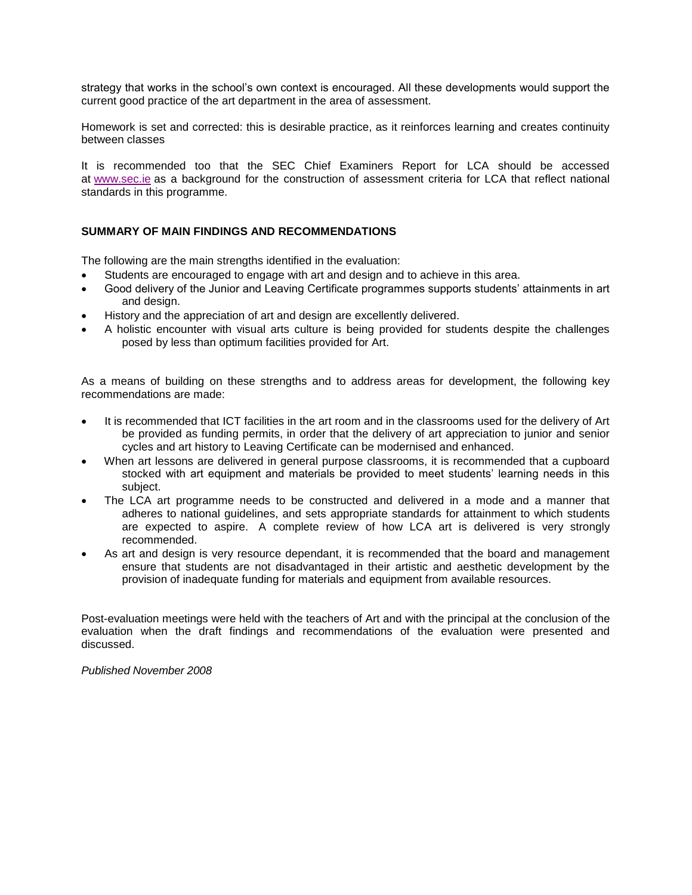strategy that works in the school's own context is encouraged. All these developments would support the current good practice of the art department in the area of assessment.

Homework is set and corrected: this is desirable practice, as it reinforces learning and creates continuity between classes

It is recommended too that the SEC Chief Examiners Report for LCA should be accessed at www.sec.ie as a background for the construction of assessment criteria for LCA that reflect national standards in this programme.

## SUMMARY OF MAIN FINDINGS AND RECOMMENDATIONS

The following are the main strengths identified in the evaluation:

- Students are encouraged to engage with art and design and to achieve in this area.
- Good delivery of the Junior and Leaving Certificate programmes supports students' attainments in art and design.
- History and the appreciation of art and design are excellently delivered.
- A holistic encounter with visual arts culture is being provided for students despite the challenges posed by less than optimum facilities provided for Art.

As a means of building on these strengths and to address areas for development, the following key recommendations are made:

- It is recommended that ICT facilities in the art room and in the classrooms used for the delivery of Art be provided as funding permits, in order that the delivery of art appreciation to junior and senior cycles and art history to Leaving Certificate can be modernised and enhanced.
- When art lessons are delivered in general purpose classrooms, it is recommended that a cupboard stocked with art equipment and materials be provided to meet students' learning needs in this subject.
- The LCA art programme needs to be constructed and delivered in a mode and a manner that adheres to national guidelines, and sets appropriate standards for attainment to which students are expected to aspire. A complete review of how LCA art is delivered is very strongly recommended.
- As art and design is very resource dependant, it is recommended that the board and management ensure that students are not disadvantaged in their artistic and aesthetic development by the provision of inadequate funding for materials and equipment from available resources.

Post-evaluation meetings were held with the teachers of Art and with the principal at the conclusion of the evaluation when the draft findings and recommendations of the evaluation were presented and discussed.

*Published November 2008*